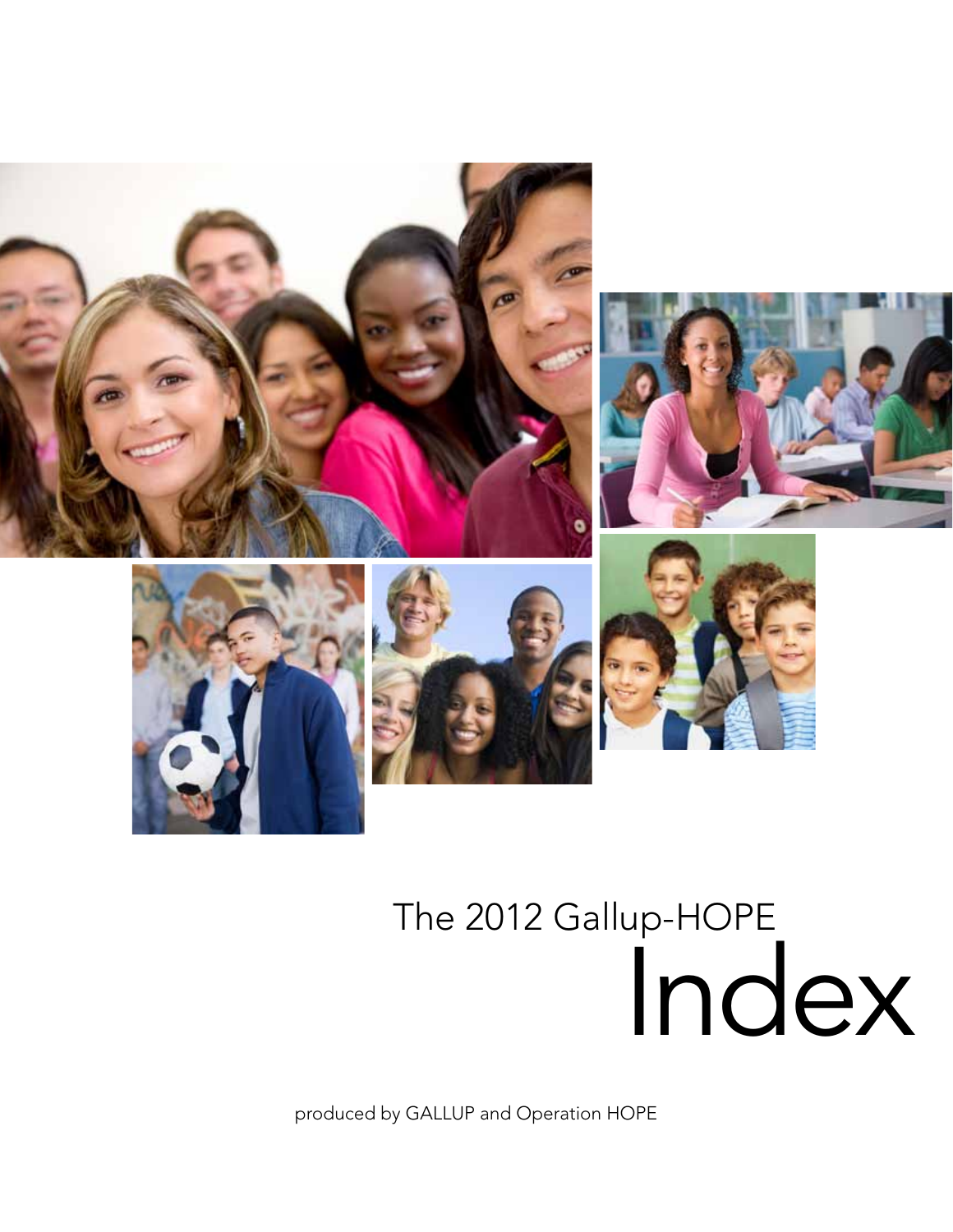# The 2012 Gallup-HOPE Index

produced by GALLUP and Operation HOPE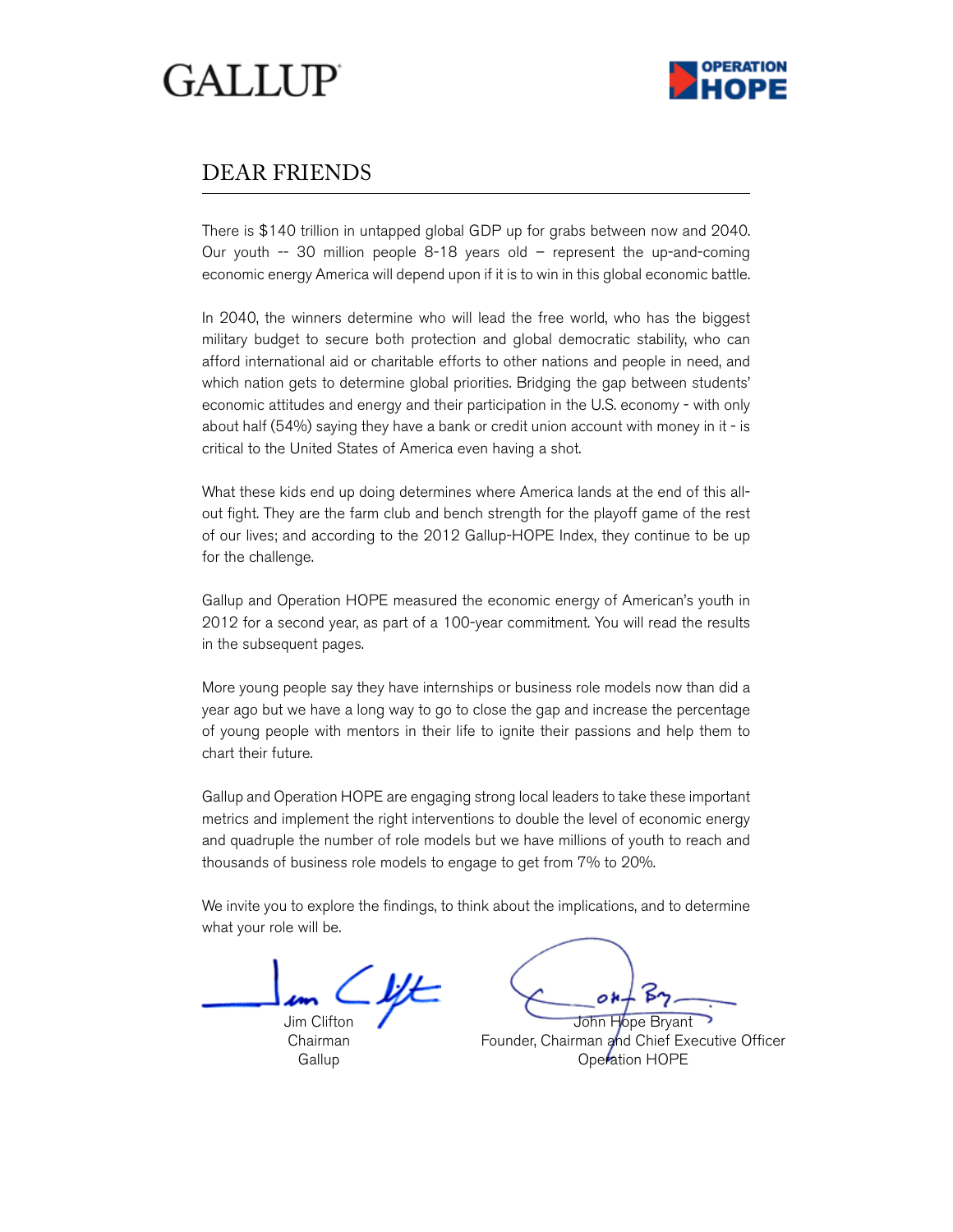GALLUP

OPERATION HOPE

## DEAR FRIENDS

There is $140 trillion in untapped global GDP up for grabs between now and 2040. Our youth -- 30 million people 8-18 years old – represent the up-and-coming economic energy America will depend upon if it is to win in this global economic battle.

In 2040, the winners determine who will lead the free world, who has the biggest military budget to secure both protection and global democratic stability, who can afford international aid or charitable efforts to other nations and people in need, and which nation gets to determine global priorities. Bridging the gap between students' economic attitudes and energy and their participation in the U.S. economy - with only about half (54%) saying they have a bank or credit union account with money in it - is critical to the United States of America even having a shot.

What these kids end up doing determines where America lands at the end of this all-out fight. They are the farm club and bench strength for the playoff game of the rest of our lives; and according to the 2012 Gallup-HOPE Index, they continue to be up for the challenge.

Gallup and Operation HOPE measured the economic energy of American's youth in 2012 for a second year, as part of a 100-year commitment. You will read the results in the subsequent pages.

More young people say they have internships or business role models now than did a year ago but we have a long way to go to close the gap and increase the percentage of young people with mentors in their life to ignite their passions and help them to chart their future.

Gallup and Operation HOPE are engaging strong local leaders to take these important metrics and implement the right interventions to double the level of economic energy and quadruple the number of role models but we have millions of youth to reach and thousands of business role models to engage to get from 7% to 20%.

We invite you to explore the findings, to think about the implications, and to determine what your role will be.

Jim Clifton
Chairman
Gallup

John Hope Bryant
Founder, Chairman and Chief Executive Officer
Operation HOPE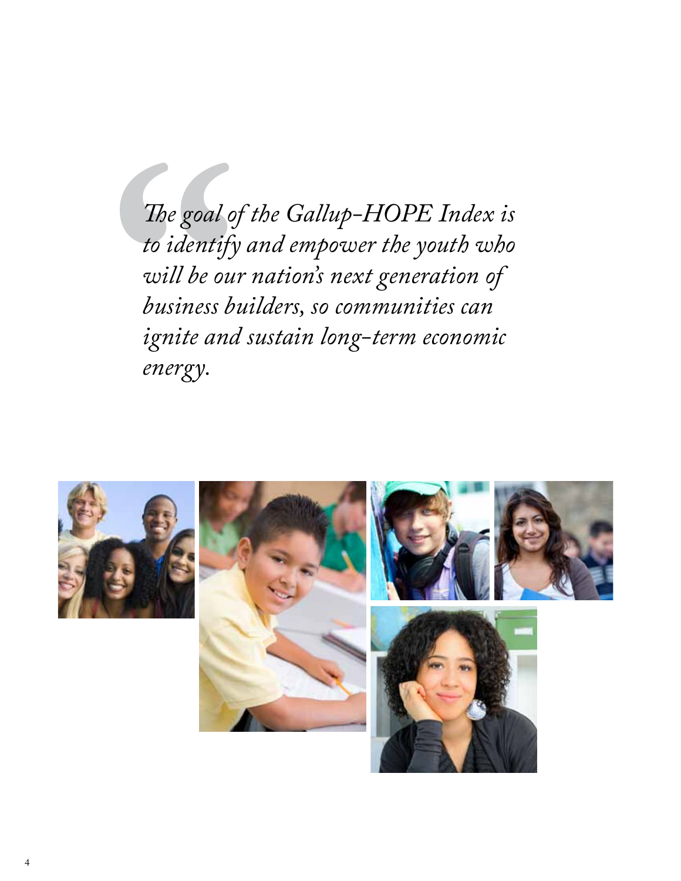*The goal of the Gallup-HOPE Index is to identify and empower the youth who will be our nation's next generation of business builders, so communities can ignite and sustain long-term economic energy.*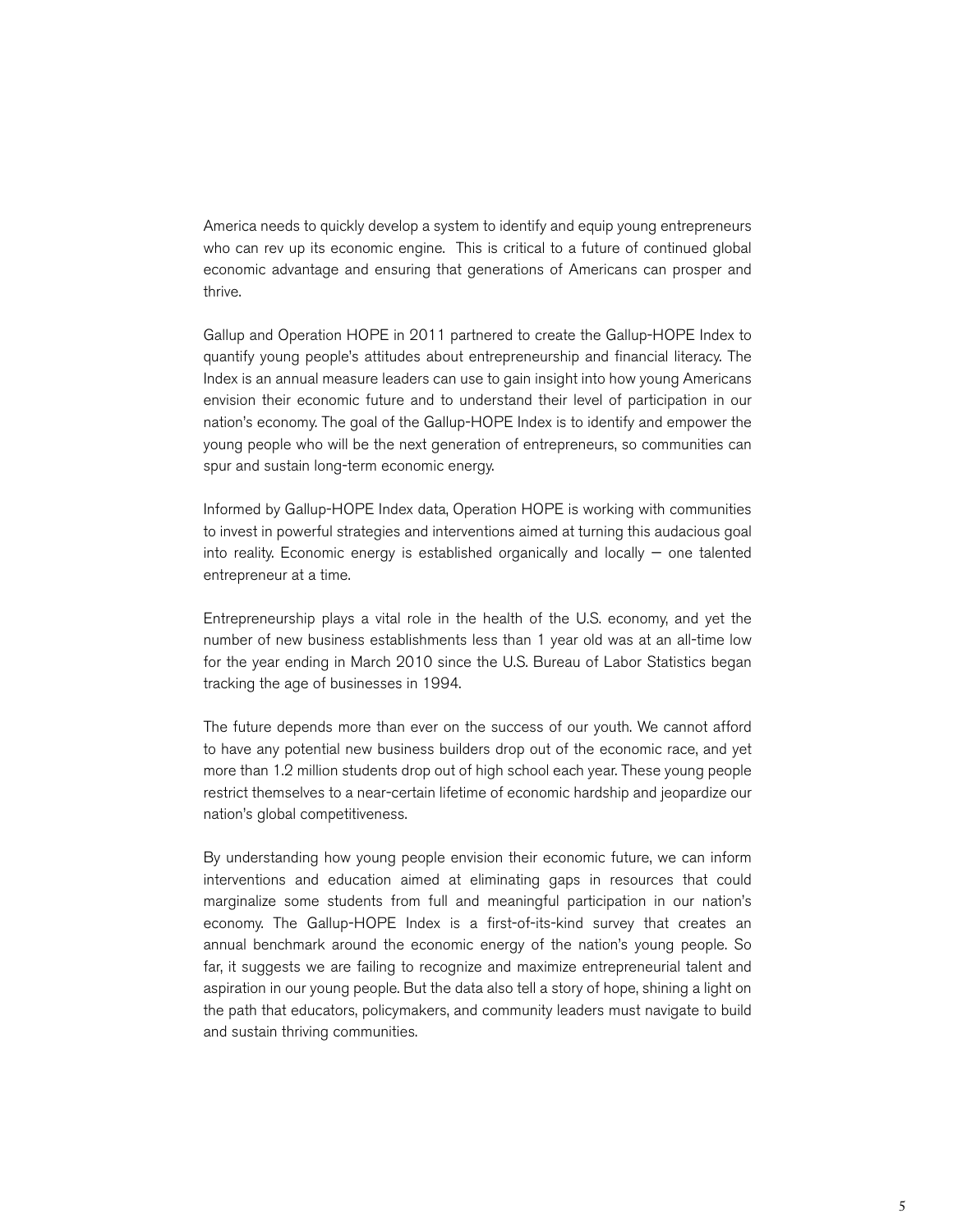America needs to quickly develop a system to identify and equip young entrepreneurs who can rev up its economic engine. This is critical to a future of continued global economic advantage and ensuring that generations of Americans can prosper and thrive.

Gallup and Operation HOPE in 2011 partnered to create the Gallup-HOPE Index to quantify young people's attitudes about entrepreneurship and financial literacy. The Index is an annual measure leaders can use to gain insight into how young Americans envision their economic future and to understand their level of participation in our nation's economy. The goal of the Gallup-HOPE Index is to identify and empower the young people who will be the next generation of entrepreneurs, so communities can spur and sustain long-term economic energy.

Informed by Gallup-HOPE Index data, Operation HOPE is working with communities to invest in powerful strategies and interventions aimed at turning this audacious goal into reality. Economic energy is established organically and locally — one talented entrepreneur at a time.

Entrepreneurship plays a vital role in the health of the U.S. economy, and yet the number of new business establishments less than 1 year old was at an all-time low for the year ending in March 2010 since the U.S. Bureau of Labor Statistics began tracking the age of businesses in 1994.

The future depends more than ever on the success of our youth. We cannot afford to have any potential new business builders drop out of the economic race, and yet more than 1.2 million students drop out of high school each year. These young people restrict themselves to a near-certain lifetime of economic hardship and jeopardize our nation's global competitiveness.

By understanding how young people envision their economic future, we can inform interventions and education aimed at eliminating gaps in resources that could marginalize some students from full and meaningful participation in our nation's economy. The Gallup-HOPE Index is a first-of-its-kind survey that creates an annual benchmark around the economic energy of the nation's young people. So far, it suggests we are failing to recognize and maximize entrepreneurial talent and aspiration in our young people. But the data also tell a story of hope, shining a light on the path that educators, policymakers, and community leaders must navigate to build and sustain thriving communities.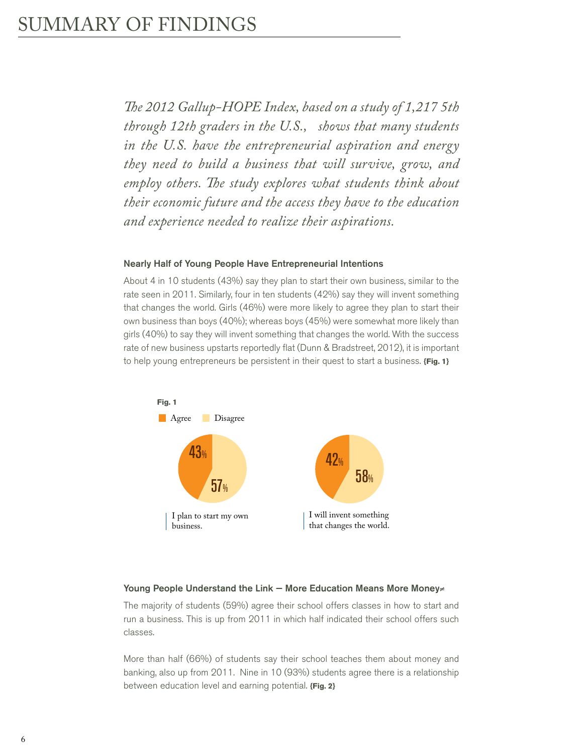# SUMMARY OF FINDINGS

*The 2012 Gallup-HOPE Index, based on a study of 1,217 5th through 12th graders in the U.S., shows that many students in the U.S. have the entrepreneurial aspiration and energy they need to build a business that will survive, grow, and employ others. The study explores what students think about their economic future and the access they have to the education and experience needed to realize their aspirations.*

### Nearly Half of Young People Have Entrepreneurial Intentions

About 4 in 10 students (43%) say they plan to start their own business, similar to the rate seen in 2011. Similarly, four in ten students (42%) say they will invent something that changes the world. Girls (46%) were more likely to agree they plan to start their own business than boys (40%); whereas boys (45%) were somewhat more likely than girls (40%) to say they will invent something that changes the world. With the success rate of new business upstarts reportedly flat (Dunn & Bradstreet, 2012), it is important to help young entrepreneurs be persistent in their quest to start a business. **{Fig. 1}**

**Fig. 1**

| | Agree | Disagree |
|---|---|---|
| I plan to start my own business. | 43% | 57% |
| I will invent something that changes the world. | 42% | 58% |

### Young People Understand the Link — More Education Means More Money≠

The majority of students (59%) agree their school offers classes in how to start and run a business. This is up from 2011 in which half indicated their school offers such classes.

More than half (66%) of students say their school teaches them about money and banking, also up from 2011. Nine in 10 (93%) students agree there is a relationship between education level and earning potential. **{Fig. 2}**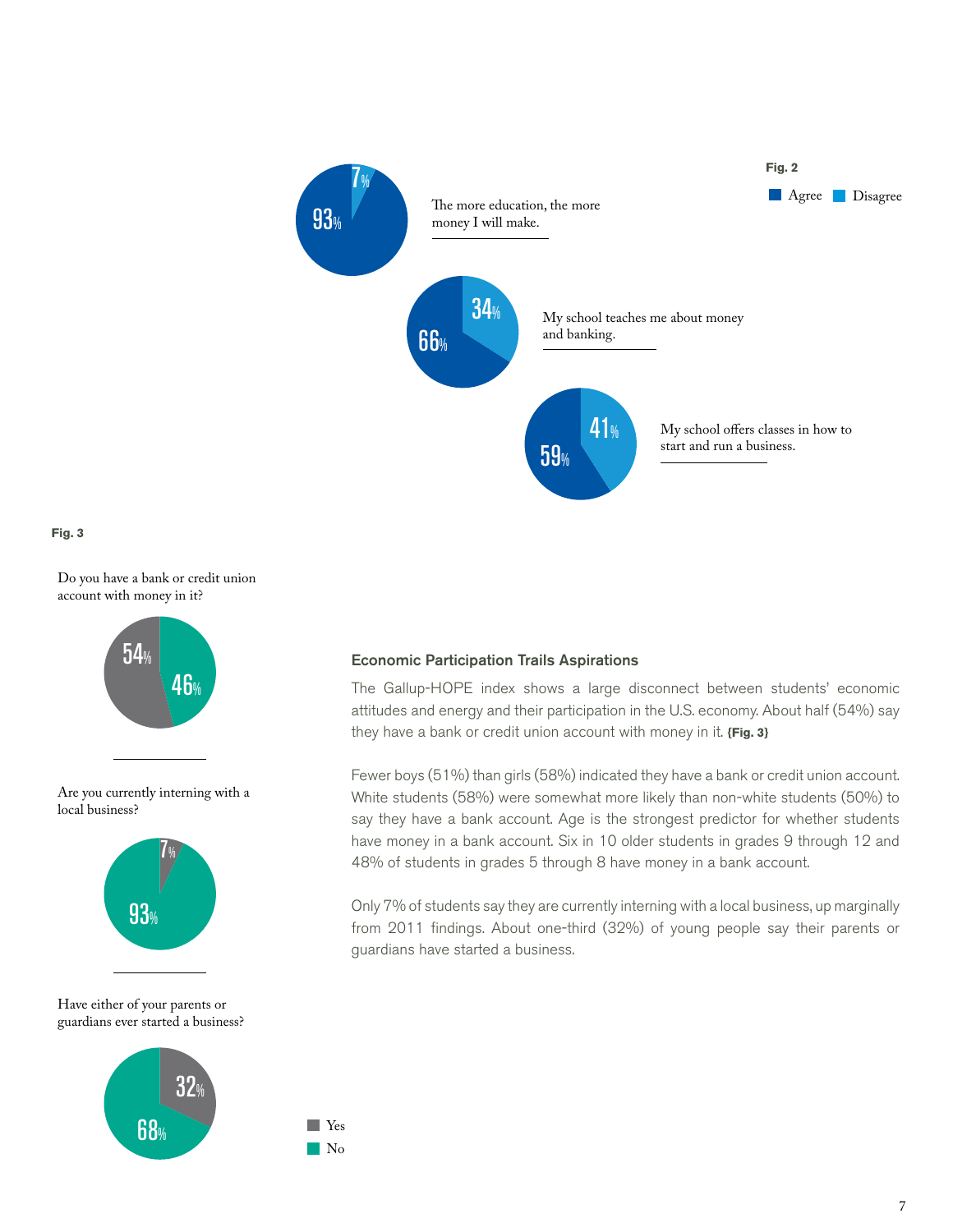**Fig. 2**

Agree | Disagree

| Statement | Agree | Disagree |
| --- | --- | --- |
| The more education, the more money I will make. | 93% | 7% |
| My school teaches me about money and banking. | 66% | 34% |
| My school offers classes in how to start and run a business. | 59% | 41% |

**Fig. 3**

| Question | Yes | No |
| --- | --- | --- |
| Do you have a bank or credit union account with money in it? | 54% | 46% |
| Are you currently interning with a local business? | 7% | 93% |
| Have either of your parents or guardians ever started a business? | 32% | 68% |

### Economic Participation Trails Aspirations

The Gallup-HOPE index shows a large disconnect between students' economic attitudes and energy and their participation in the U.S. economy. About half (54%) say they have a bank or credit union account with money in it. **{Fig. 3}**

Fewer boys (51%) than girls (58%) indicated they have a bank or credit union account. White students (58%) were somewhat more likely than non-white students (50%) to say they have a bank account. Age is the strongest predictor for whether students have money in a bank account. Six in 10 older students in grades 9 through 12 and 48% of students in grades 5 through 8 have money in a bank account.

Only 7% of students say they are currently interning with a local business, up marginally from 2011 findings. About one-third (32%) of young people say their parents or guardians have started a business.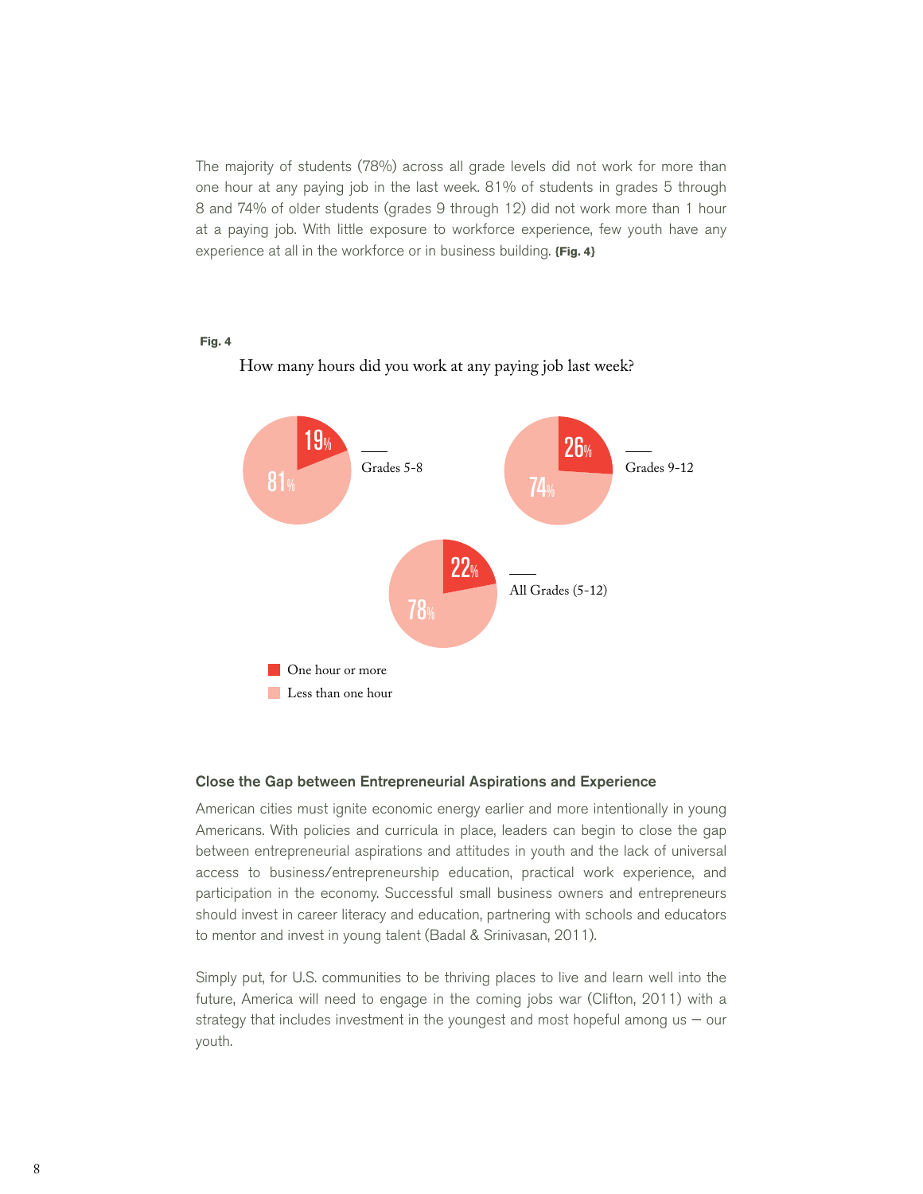The majority of students (78%) across all grade levels did not work for more than one hour at any paying job in the last week. 81% of students in grades 5 through 8 and 74% of older students (grades 9 through 12) did not work more than 1 hour at a paying job. With little exposure to workforce experience, few youth have any experience at all in the workforce or in business building. **{Fig. 4}**

**Fig. 4**

How many hours did you work at any paying job last week?

| | One hour or more | Less than one hour |
|---|---|---|
| Grades 5-8 | 19% | 81% |
| Grades 9-12 | 26% | 74% |
| All Grades (5-12) | 22% | 78% |

### Close the Gap between Entrepreneurial Aspirations and Experience

American cities must ignite economic energy earlier and more intentionally in young Americans. With policies and curricula in place, leaders can begin to close the gap between entrepreneurial aspirations and attitudes in youth and the lack of universal access to business/entrepreneurship education, practical work experience, and participation in the economy. Successful small business owners and entrepreneurs should invest in career literacy and education, partnering with schools and educators to mentor and invest in young talent (Badal & Srinivasan, 2011).

Simply put, for U.S. communities to be thriving places to live and learn well into the future, America will need to engage in the coming jobs war (Clifton, 2011) with a strategy that includes investment in the youngest and most hopeful among us — our youth.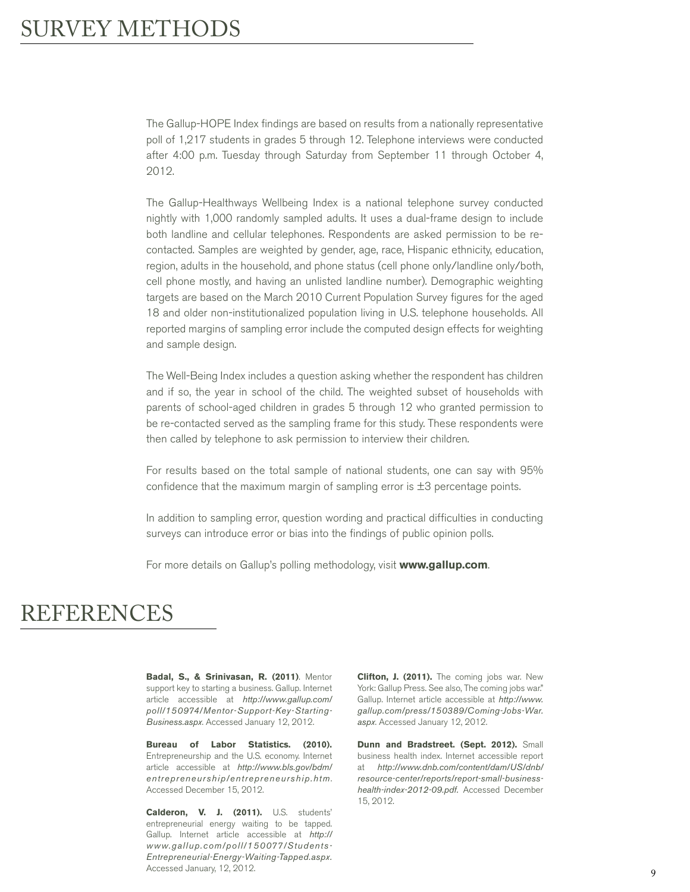# SURVEY METHODS

The Gallup-HOPE Index findings are based on results from a nationally representative poll of 1,217 students in grades 5 through 12. Telephone interviews were conducted after 4:00 p.m. Tuesday through Saturday from September 11 through October 4, 2012.

The Gallup-Healthways Wellbeing Index is a national telephone survey conducted nightly with 1,000 randomly sampled adults. It uses a dual-frame design to include both landline and cellular telephones. Respondents are asked permission to be re-contacted. Samples are weighted by gender, age, race, Hispanic ethnicity, education, region, adults in the household, and phone status (cell phone only/landline only/both, cell phone mostly, and having an unlisted landline number). Demographic weighting targets are based on the March 2010 Current Population Survey figures for the aged 18 and older non-institutionalized population living in U.S. telephone households. All reported margins of sampling error include the computed design effects for weighting and sample design.

The Well-Being Index includes a question asking whether the respondent has children and if so, the year in school of the child. The weighted subset of households with parents of school-aged children in grades 5 through 12 who granted permission to be re-contacted served as the sampling frame for this study. These respondents were then called by telephone to ask permission to interview their children.

For results based on the total sample of national students, one can say with 95% confidence that the maximum margin of sampling error is ±3 percentage points.

In addition to sampling error, question wording and practical difficulties in conducting surveys can introduce error or bias into the findings of public opinion polls.

For more details on Gallup's polling methodology, visit **www.gallup.com**.

# REFERENCES

**Badal, S., & Srinivasan, R. (2011)**. Mentor support key to starting a business. Gallup. Internet article accessible at *http://www.gallup.com/poll/150974/Mentor-Support-Key-Starting-Business.aspx*. Accessed January 12, 2012.

**Bureau of Labor Statistics. (2010).** Entrepreneurship and the U.S. economy. Internet article accessible at *http://www.bls.gov/bdm/entrepreneurship/entrepreneurship.htm*. Accessed December 15, 2012.

**Calderon, V. J. (2011).** U.S. students' entrepreneurial energy waiting to be tapped. Gallup. Internet article accessible at *http://www.gallup.com/poll/150077/Students-Entrepreneurial-Energy-Waiting-Tapped.aspx*. Accessed January, 12, 2012.

**Clifton, J. (2011).** The coming jobs war. New York: Gallup Press. See also, The coming jobs war." Gallup. Internet article accessible at *http://www.gallup.com/press/150389/Coming-Jobs-War.aspx*. Accessed January 12, 2012.

**Dunn and Bradstreet. (Sept. 2012).** Small business health index. Internet accessible report at *http://www.dnb.com/content/dam/US/dnb/resource-center/reports/report-small-business-health-index-2012-09.pdf*. Accessed December 15, 2012.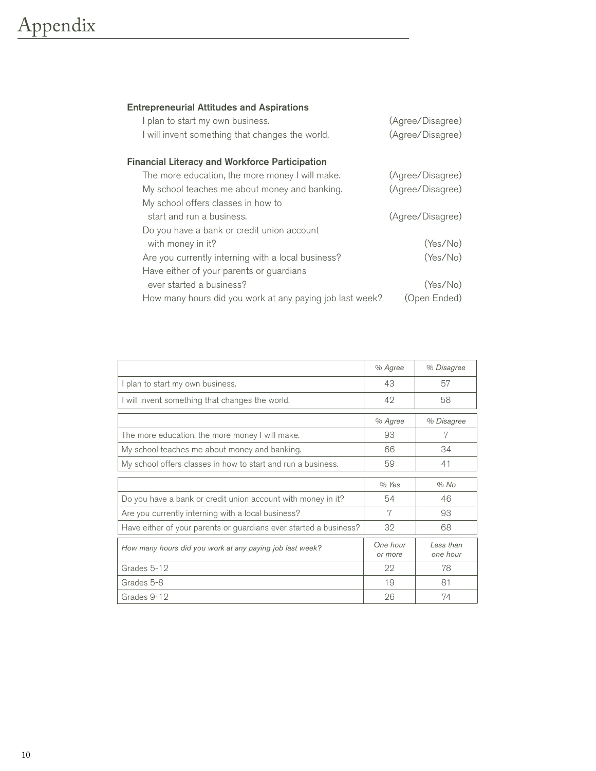# Appendix

**Entrepreneurial Attitudes and Aspirations**

- I plan to start my own business. (Agree/Disagree)
- I will invent something that changes the world. (Agree/Disagree)

**Financial Literacy and Workforce Participation**

- The more education, the more money I will make. (Agree/Disagree)
- My school teaches me about money and banking. (Agree/Disagree)
- My school offers classes in how to start and run a business. (Agree/Disagree)
- Do you have a bank or credit union account with money in it? (Yes/No)
- Are you currently interning with a local business? (Yes/No)
- Have either of your parents or guardians ever started a business? (Yes/No)
- How many hours did you work at any paying job last week? (Open Ended)

| | *% Agree* | *% Disagree* |
|---|---|---|
| I plan to start my own business. | 43 | 57 |
| I will invent something that changes the world. | 42 | 58 |

| | *% Agree* | *% Disagree* |
|---|---|---|
| The more education, the more money I will make. | 93 | 7 |
| My school teaches me about money and banking. | 66 | 34 |
| My school offers classes in how to start and run a business. | 59 | 41 |

| | *% Yes* | *% No* |
|---|---|---|
| Do you have a bank or credit union account with money in it? | 54 | 46 |
| Are you currently interning with a local business? | 7 | 93 |
| Have either of your parents or guardians ever started a business? | 32 | 68 |

| *How many hours did you work at any paying job last week?* | *One hour or more* | *Less than one hour* |
|---|---|---|
| Grades 5-12 | 22 | 78 |
| Grades 5-8 | 19 | 81 |
| Grades 9-12 | 26 | 74 |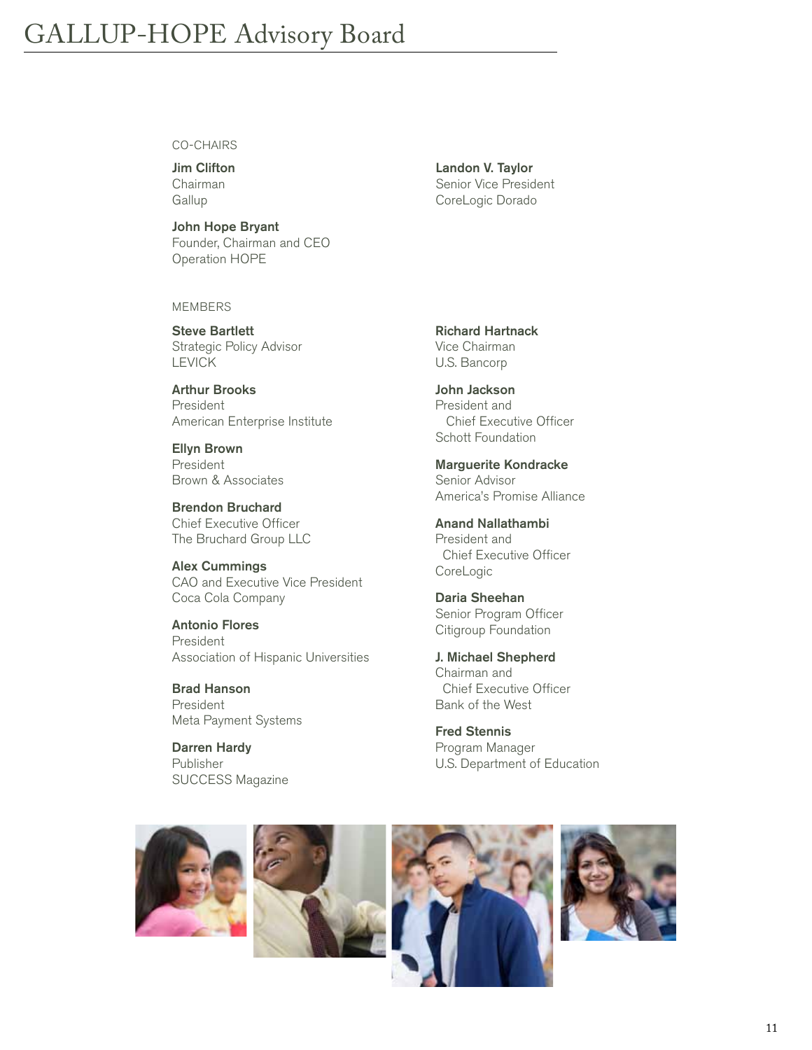# GALLUP-HOPE Advisory Board

CO-CHAIRS

**Jim Clifton**
Chairman
Gallup

**John Hope Bryant**
Founder, Chairman and CEO
Operation HOPE

**Landon V. Taylor**
Senior Vice President
CoreLogic Dorado

MEMBERS

**Steve Bartlett**
Strategic Policy Advisor
LEVICK

**Arthur Brooks**
President
American Enterprise Institute

**Ellyn Brown**
President
Brown & Associates

**Brendon Bruchard**
Chief Executive Officer
The Bruchard Group LLC

**Alex Cummings**
CAO and Executive Vice President
Coca Cola Company

**Antonio Flores**
President
Association of Hispanic Universities

**Brad Hanson**
President
Meta Payment Systems

**Darren Hardy**
Publisher
SUCCESS Magazine

**Richard Hartnack**
Vice Chairman
U.S. Bancorp

**John Jackson**
President and
Chief Executive Officer
Schott Foundation

**Marguerite Kondracke**
Senior Advisor
America's Promise Alliance

**Anand Nallathambi**
President and
Chief Executive Officer
CoreLogic

**Daria Sheehan**
Senior Program Officer
Citigroup Foundation

**J. Michael Shepherd**
Chairman and
Chief Executive Officer
Bank of the West

**Fred Stennis**
Program Manager
U.S. Department of Education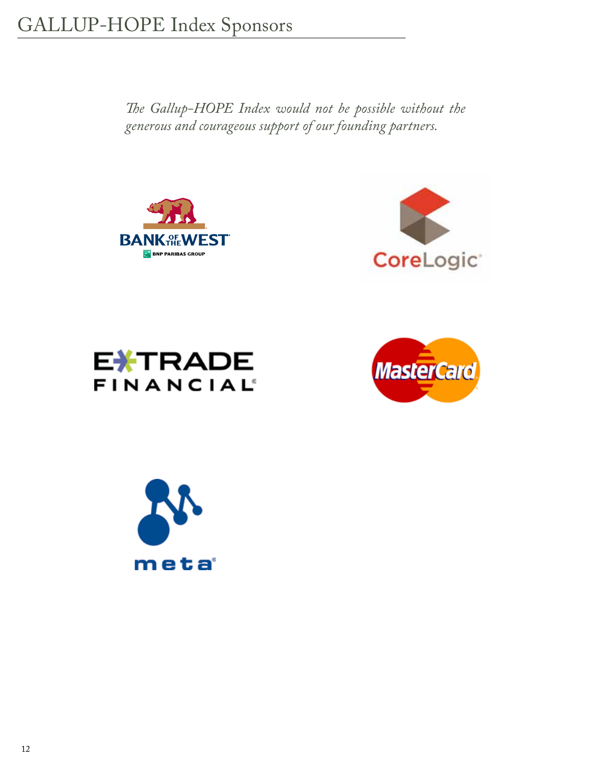# GALLUP-HOPE Index Sponsors

*The Gallup-HOPE Index would not be possible without the generous and courageous support of our founding partners.*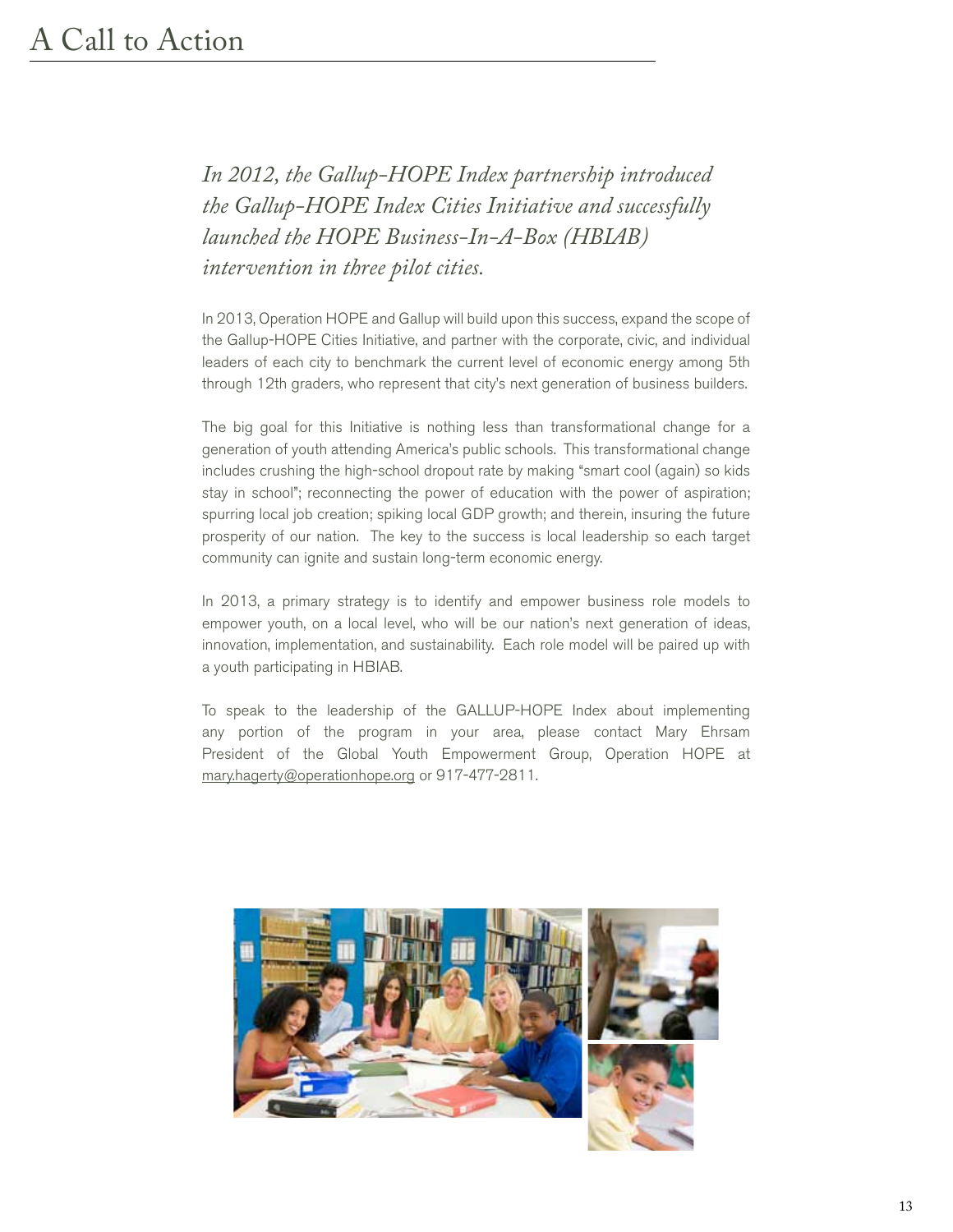# A Call to Action

*In 2012, the Gallup-HOPE Index partnership introduced the Gallup-HOPE Index Cities Initiative and successfully launched the HOPE Business-In-A-Box (HBIAB) intervention in three pilot cities.*

In 2013, Operation HOPE and Gallup will build upon this success, expand the scope of the Gallup-HOPE Cities Initiative, and partner with the corporate, civic, and individual leaders of each city to benchmark the current level of economic energy among 5th through 12th graders, who represent that city's next generation of business builders.

The big goal for this Initiative is nothing less than transformational change for a generation of youth attending America's public schools. This transformational change includes crushing the high-school dropout rate by making "smart cool (again) so kids stay in school"; reconnecting the power of education with the power of aspiration; spurring local job creation; spiking local GDP growth; and therein, insuring the future prosperity of our nation. The key to the success is local leadership so each target community can ignite and sustain long-term economic energy.

In 2013, a primary strategy is to identify and empower business role models to empower youth, on a local level, who will be our nation's next generation of ideas, innovation, implementation, and sustainability. Each role model will be paired up with a youth participating in HBIAB.

To speak to the leadership of the GALLUP-HOPE Index about implementing any portion of the program in your area, please contact Mary Ehrsam President of the Global Youth Empowerment Group, Operation HOPE at mary.hagerty@operationhope.org or 917-477-2811.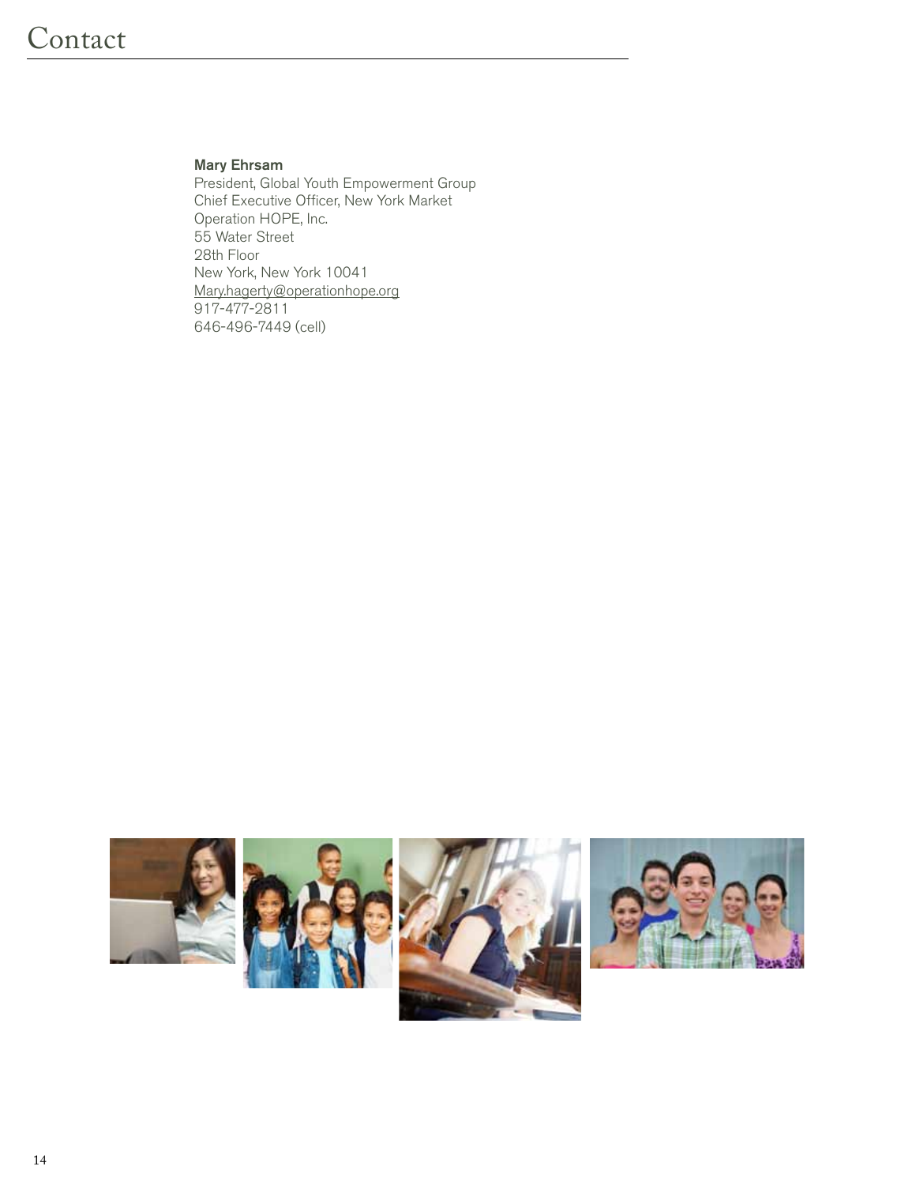# Contact

**Mary Ehrsam**
President, Global Youth Empowerment Group
Chief Executive Officer, New York Market
Operation HOPE, Inc.
55 Water Street
28th Floor
New York, New York 10041
Mary.hagerty@operationhope.org
917-477-2811
646-496-7449 (cell)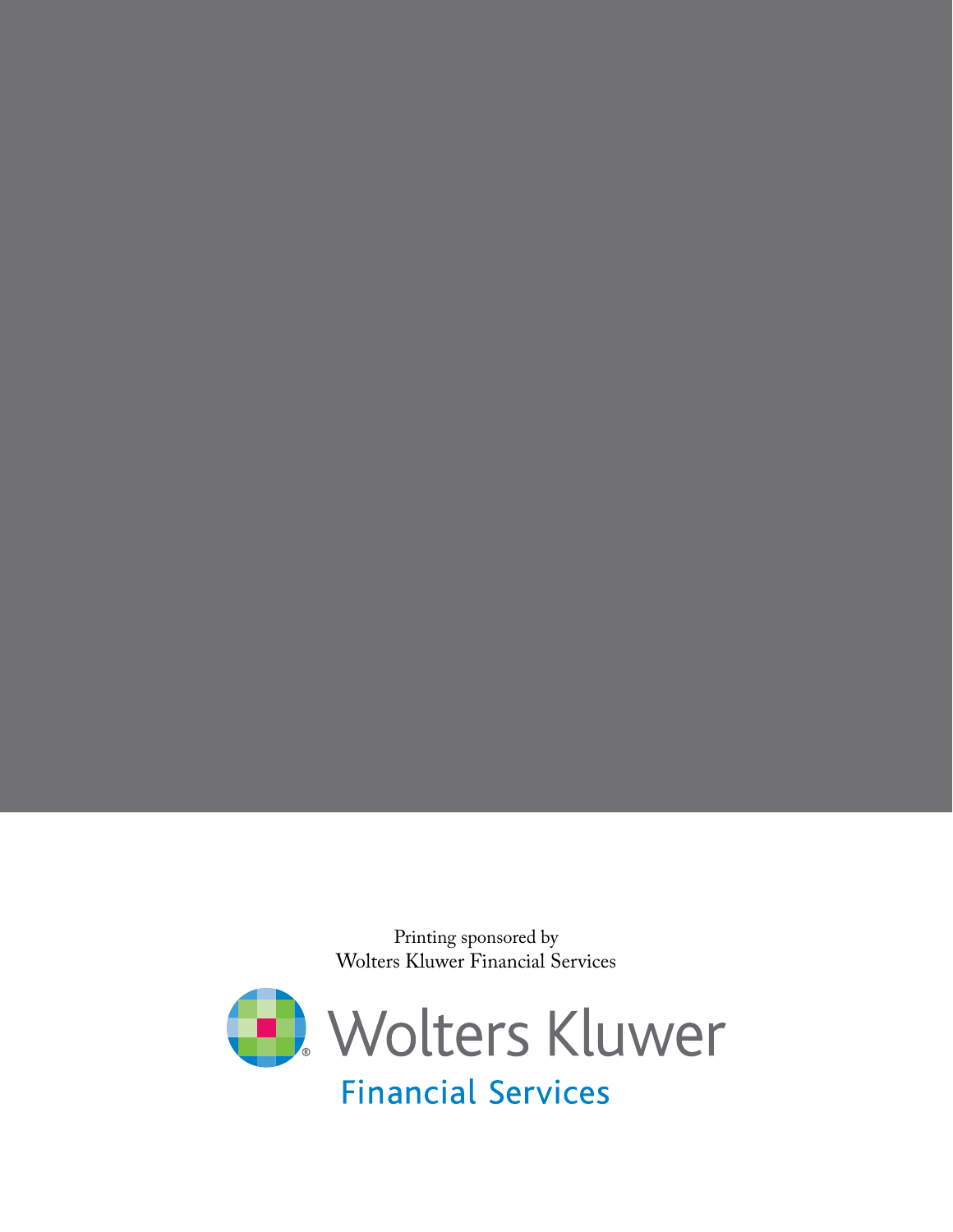Printing sponsored by
Wolters Kluwer Financial Services

Wolters Kluwer

Financial Services